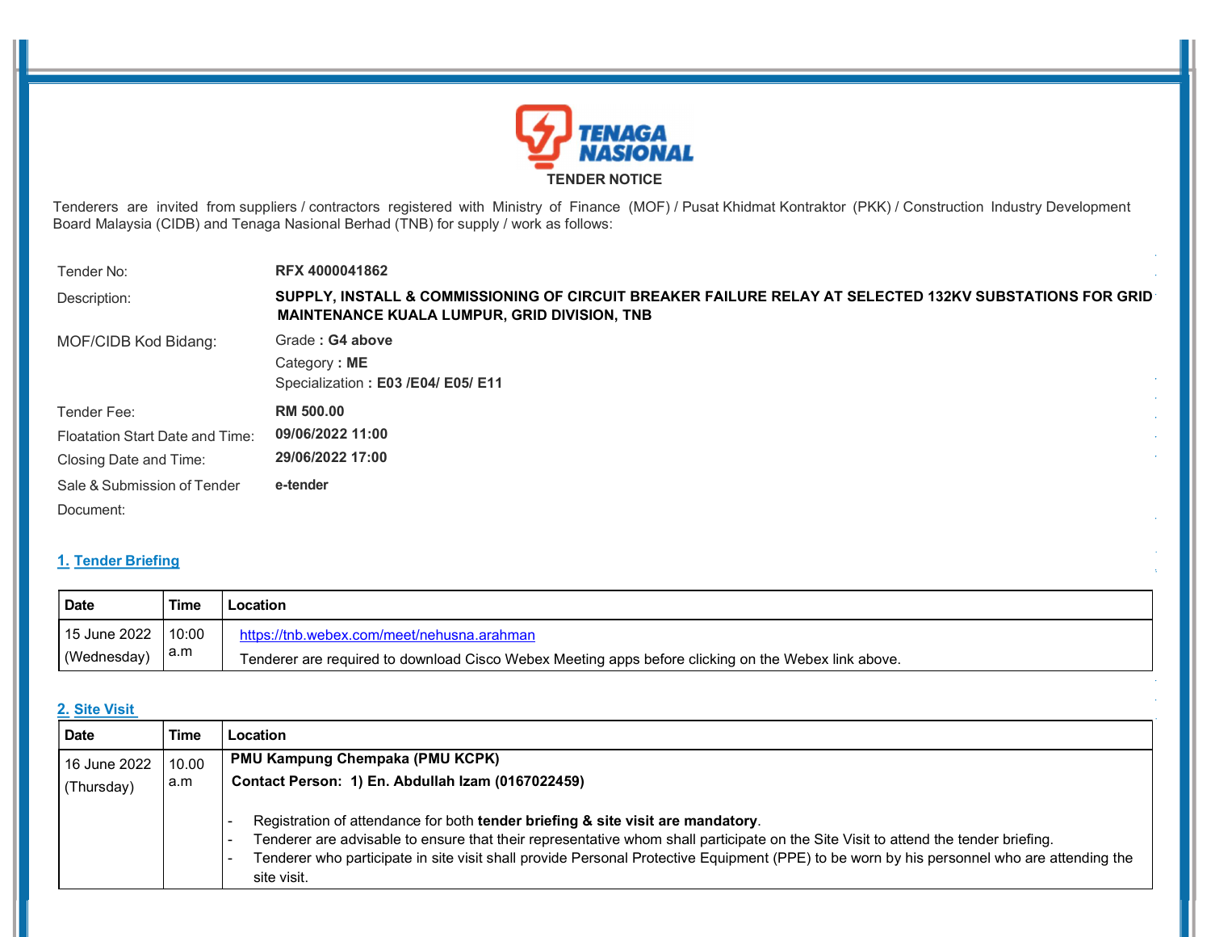TENAGA NASIONAL

# TENDER NOTICE

Tenderers are invited from suppliers / contractors registered with Ministry of Finance (MOF) / Pusat Khidmat Kontraktor (PKK) / Construction Industry Development Board Malaysia (CIDB) and Tenaga Nasional Berhad (TNB) for supply / work as follows:

| | |
|---|---|
| Tender No: | **RFX 4000041862** |
| Description: | **SUPPLY, INSTALL & COMMISSIONING OF CIRCUIT BREAKER FAILURE RELAY AT SELECTED 132KV SUBSTATIONS FOR GRID MAINTENANCE KUALA LUMPUR, GRID DIVISION, TNB** |
| MOF/CIDB Kod Bidang: | Grade **: G4 above**<br>Category **: ME**<br>Specialization **: E03 /E04/ E05/ E11** |
| Tender Fee: | **RM 500.00** |
| Floatation Start Date and Time: | **09/06/2022 11:00** |
| Closing Date and Time: | **29/06/2022 17:00** |
| Sale & Submission of Tender Document: | **e-tender** |

## 1. Tender Briefing

| Date | Time | Location |
|---|---|---|
| 15 June 2022 (Wednesday) | 10:00 a.m | https://tnb.webex.com/meet/nehusna.arahman<br>Tenderer are required to download Cisco Webex Meeting apps before clicking on the Webex link above. |

## 2. Site Visit

| Date | Time | Location |
|---|---|---|
| 16 June 2022 (Thursday) | 10.00 a.m | **PMU Kampung Chempaka (PMU KCPK)**<br>**Contact Person: 1) En. Abdullah Izam (0167022459)**<br>- Registration of attendance for both **tender briefing & site visit are mandatory**.<br>- Tenderer are advisable to ensure that their representative whom shall participate on the Site Visit to attend the tender briefing.<br>- Tenderer who participate in site visit shall provide Personal Protective Equipment (PPE) to be worn by his personnel who are attending the site visit. |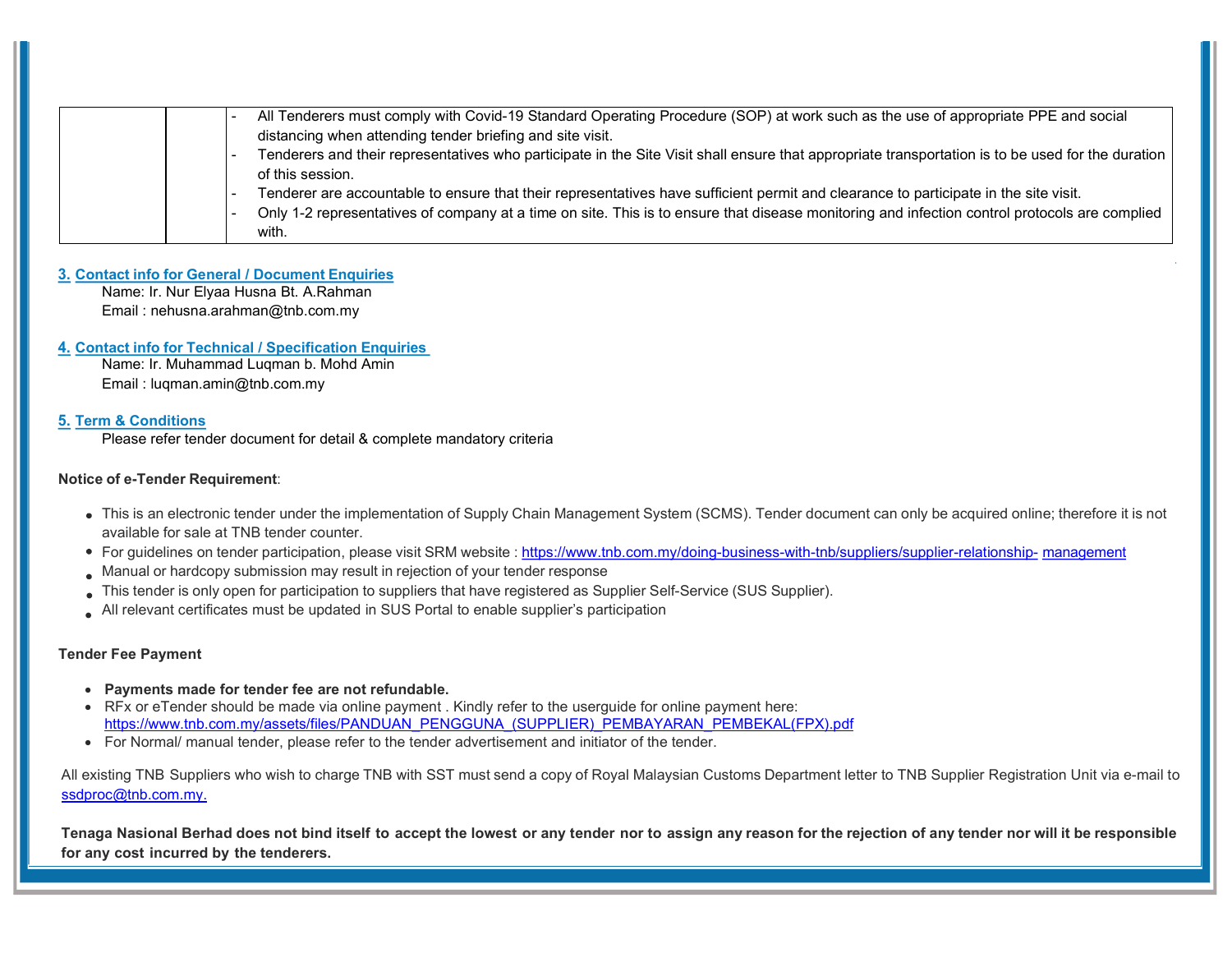| | | |
|---|---|---|
| | | - All Tenderers must comply with Covid-19 Standard Operating Procedure (SOP) at work such as the use of appropriate PPE and social distancing when attending tender briefing and site visit.<br>- Tenderers and their representatives who participate in the Site Visit shall ensure that appropriate transportation is to be used for the duration of this session.<br>- Tenderer are accountable to ensure that their representatives have sufficient permit and clearance to participate in the site visit.<br>- Only 1-2 representatives of company at a time on site. This is to ensure that disease monitoring and infection control protocols are complied with. |

**3. Contact info for General / Document Enquiries**

Name: Ir. Nur Elyaa Husna Bt. A.Rahman
Email : nehusna.arahman@tnb.com.my

**4. Contact info for Technical / Specification Enquiries**

Name: Ir. Muhammad Luqman b. Mohd Amin
Email : luqman.amin@tnb.com.my

**5. Term & Conditions**

Please refer tender document for detail & complete mandatory criteria

**Notice of e-Tender Requirement**:

- This is an electronic tender under the implementation of Supply Chain Management System (SCMS). Tender document can only be acquired online; therefore it is not available for sale at TNB tender counter.
- For guidelines on tender participation, please visit SRM website : https://www.tnb.com.my/doing-business-with-tnb/suppliers/supplier-relationship- management
- Manual or hardcopy submission may result in rejection of your tender response
- This tender is only open for participation to suppliers that have registered as Supplier Self-Service (SUS Supplier).
- All relevant certificates must be updated in SUS Portal to enable supplier's participation

**Tender Fee Payment**

- **Payments made for tender fee are not refundable.**
- RFx or eTender should be made via online payment . Kindly refer to the userguide for online payment here: https://www.tnb.com.my/assets/files/PANDUAN_PENGGUNA_(SUPPLIER)_PEMBAYARAN_PEMBEKAL(FPX).pdf
- For Normal/ manual tender, please refer to the tender advertisement and initiator of the tender.

All existing TNB Suppliers who wish to charge TNB with SST must send a copy of Royal Malaysian Customs Department letter to TNB Supplier Registration Unit via e-mail to ssdproc@tnb.com.my.

**Tenaga Nasional Berhad does not bind itself to accept the lowest or any tender nor to assign any reason for the rejection of any tender nor will it be responsible for any cost incurred by the tenderers.**